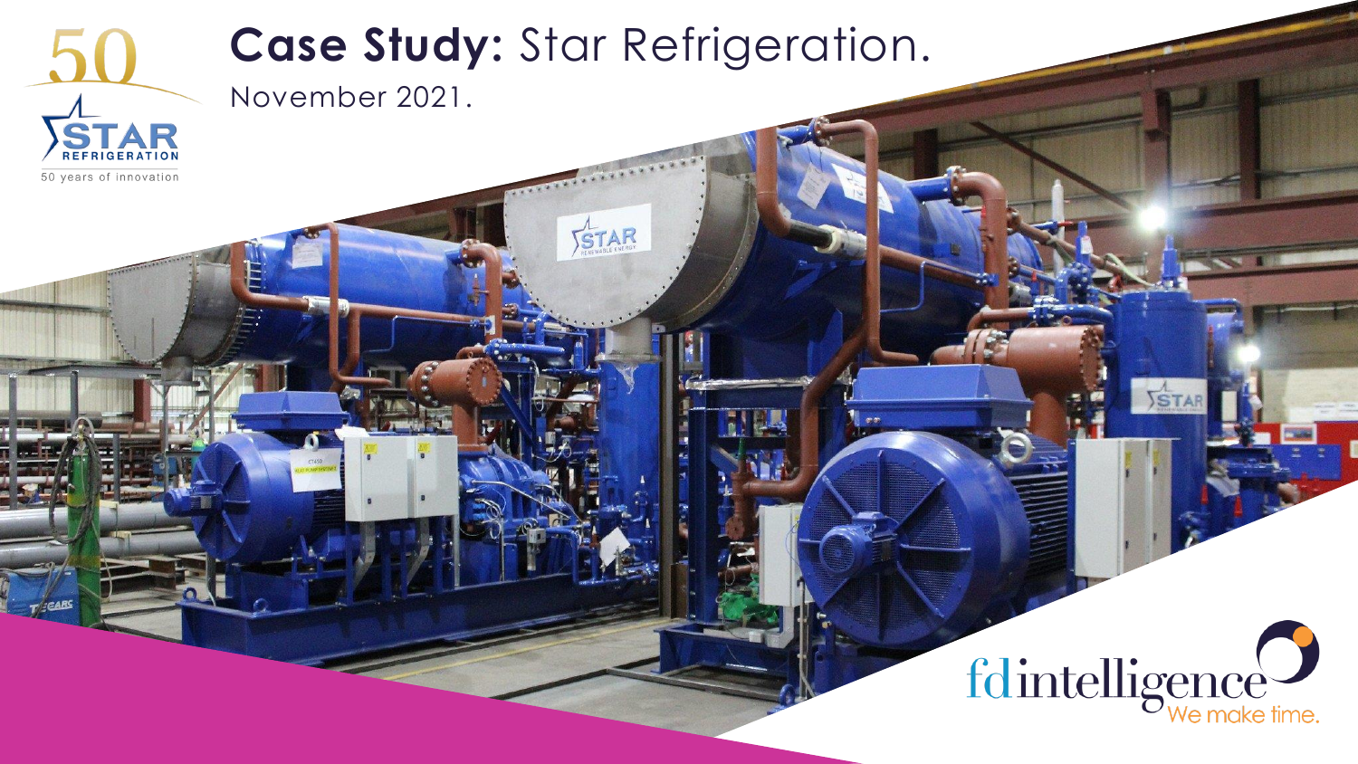# **Case Study:** Star Refrigeration.

November 2021.

50 STAR REFRIGERATION

50 years of innovation

fdintelligence

We make time.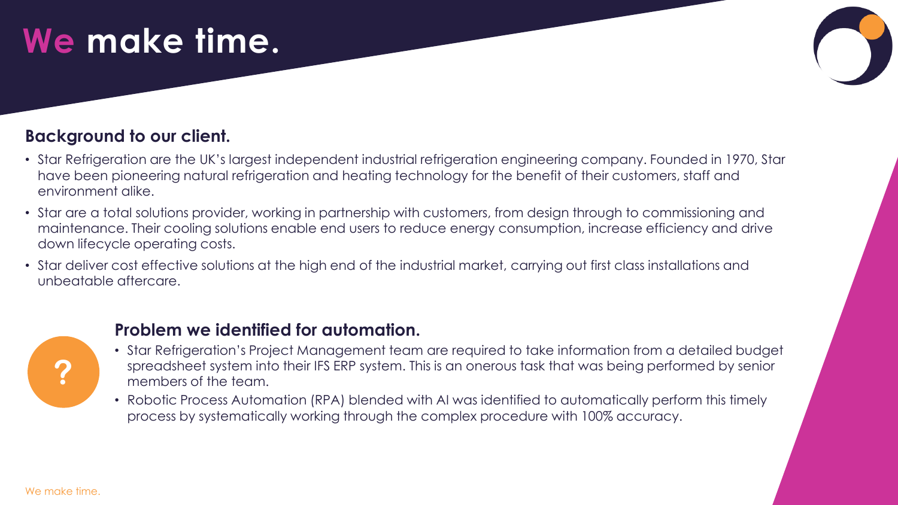# We make time.

## Background to our client.

- Star Refrigeration are the UK's largest independent industrial refrigeration engineering company. Founded in 1970, Star have been pioneering natural refrigeration and heating technology for the benefit of their customers, staff and environment alike.
- Star are a total solutions provider, working in partnership with customers, from design through to commissioning and maintenance. Their cooling solutions enable end users to reduce energy consumption, increase efficiency and drive down lifecycle operating costs.
- Star deliver cost effective solutions at the high end of the industrial market, carrying out first class installations and unbeatable aftercare.

## Problem we identified for automation.

- Star Refrigeration's Project Management team are required to take information from a detailed budget spreadsheet system into their IFS ERP system. This is an onerous task that was being performed by senior members of the team.
- Robotic Process Automation (RPA) blended with AI was identified to automatically perform this timely process by systematically working through the complex procedure with 100% accuracy.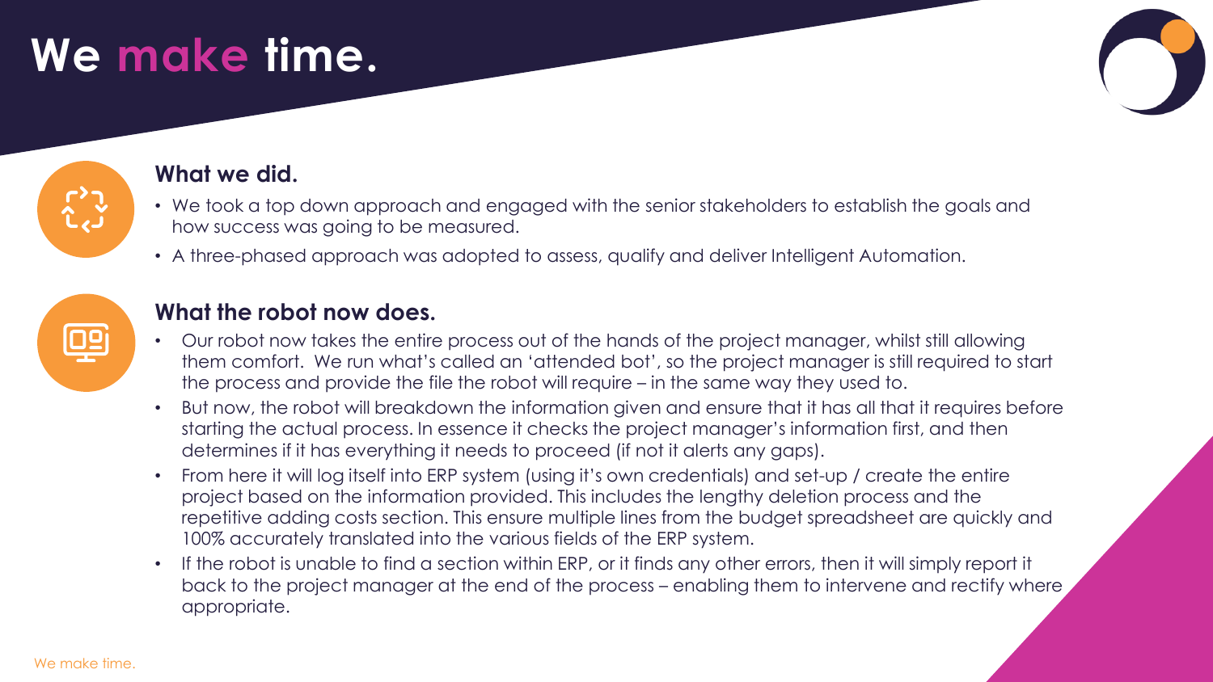# We make time.

## What we did.

- We took a top down approach and engaged with the senior stakeholders to establish the goals and how success was going to be measured.
- A three-phased approach was adopted to assess, qualify and deliver Intelligent Automation.

## What the robot now does.

- Our robot now takes the entire process out of the hands of the project manager, whilst still allowing them comfort. We run what's called an 'attended bot', so the project manager is still required to start the process and provide the file the robot will require – in the same way they used to.
- But now, the robot will breakdown the information given and ensure that it has all that it requires before starting the actual process. In essence it checks the project manager's information first, and then determines if it has everything it needs to proceed (if not it alerts any gaps).
- From here it will log itself into ERP system (using it's own credentials) and set-up / create the entire project based on the information provided. This includes the lengthy deletion process and the repetitive adding costs section. This ensure multiple lines from the budget spreadsheet are quickly and 100% accurately translated into the various fields of the ERP system.
- If the robot is unable to find a section within ERP, or it finds any other errors, then it will simply report it back to the project manager at the end of the process – enabling them to intervene and rectify where appropriate.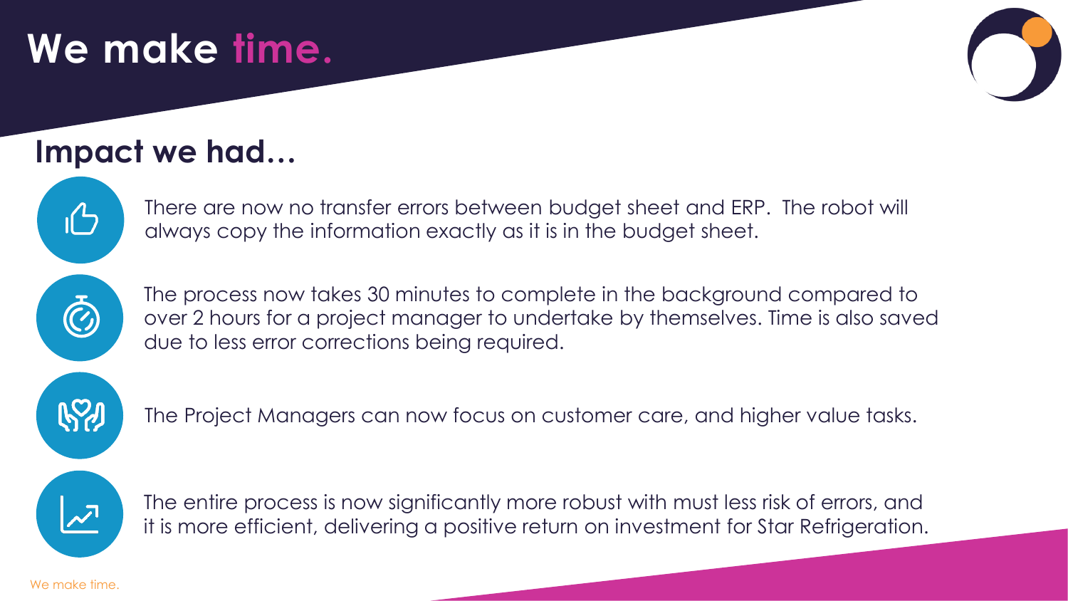# We make time.

## Impact we had…

- There are now no transfer errors between budget sheet and ERP. The robot will always copy the information exactly as it is in the budget sheet.

- The process now takes 30 minutes to complete in the background compared to over 2 hours for a project manager to undertake by themselves. Time is also saved due to less error corrections being required.

- The Project Managers can now focus on customer care, and higher value tasks.

- The entire process is now significantly more robust with must less risk of errors, and it is more efficient, delivering a positive return on investment for Star Refrigeration.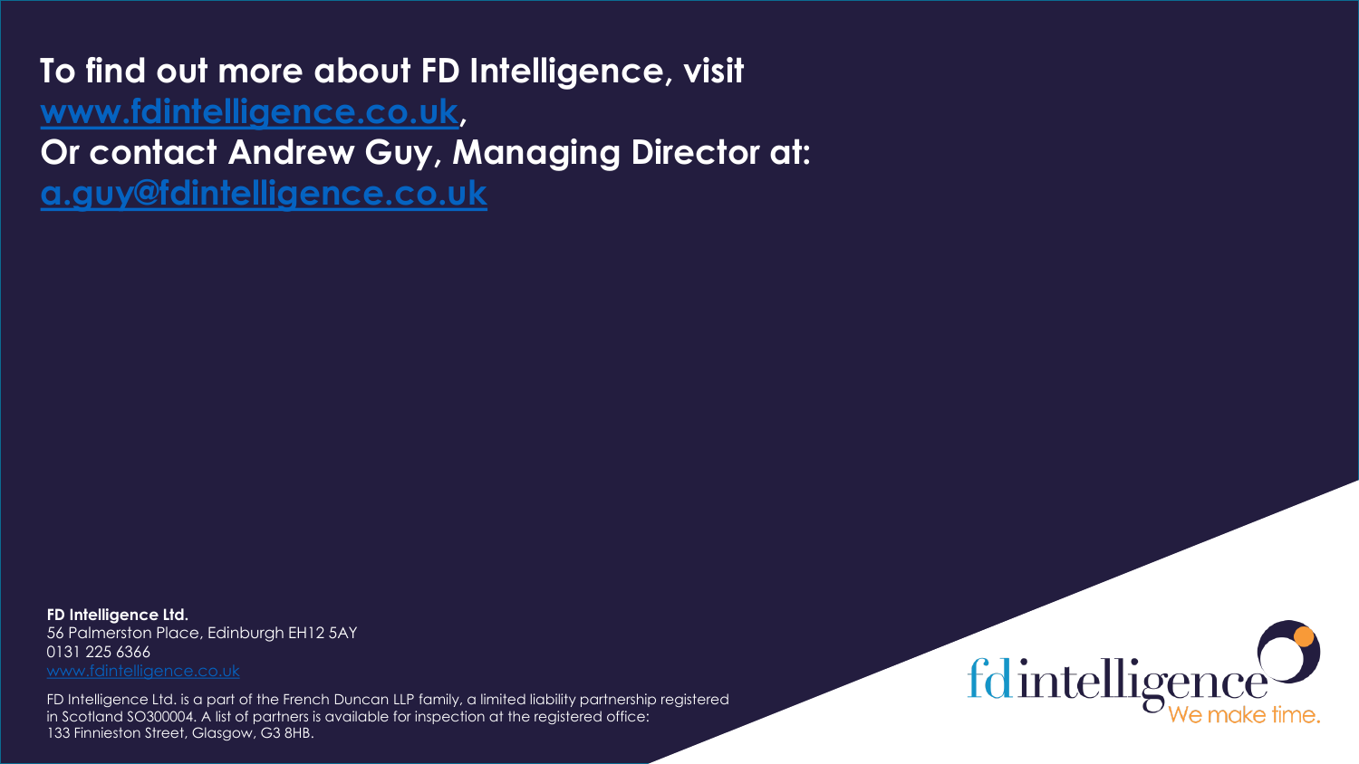**To find out more about FD Intelligence, visit [www.fdintelligence.co.uk](http://www.fdintelligence.co.uk), Or contact Andrew Guy, Managing Director at: [a.guy@fdintelligence.co.uk](mailto:a.guy@fdintelligence.co.uk)**

**FD Intelligence Ltd.**
56 Palmerston Place, Edinburgh EH12 5AY
0131 225 6366
www.fdintelligence.co.uk

FD Intelligence Ltd. is a part of the French Duncan LLP family, a limited liability partnership registered in Scotland SO300004. A list of partners is available for inspection at the registered office: 133 Finnieston Street, Glasgow, G3 8HB.

fdintelligence
We make time.